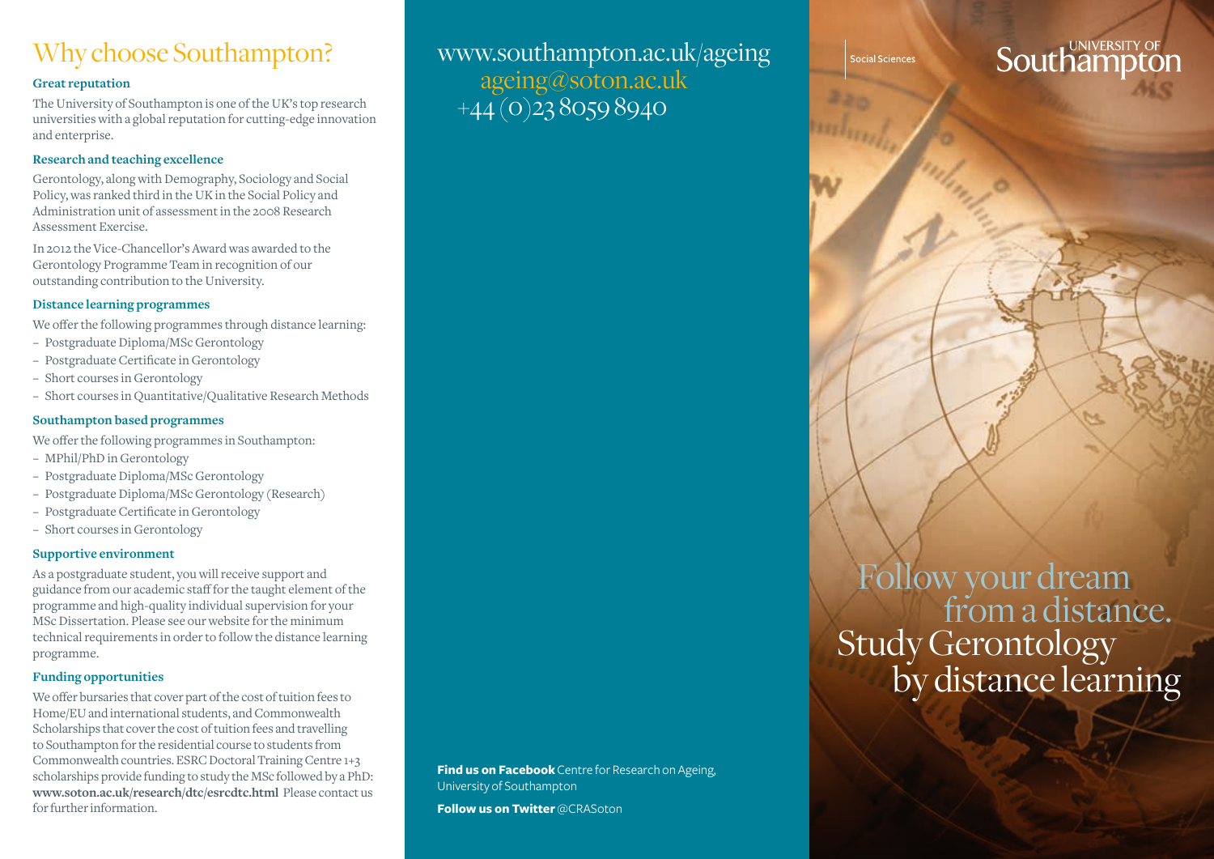# Why choose Southampton?

### Great reputation

The University of Southampton is one of the UK's top research universities with a global reputation for cutting-edge innovation and enterprise.

### Research and teaching excellence

Gerontology, along with Demography, Sociology and Social Policy, was ranked third in the UK in the Social Policy and Administration unit of assessment in the 2008 Research Assessment Exercise.

In 2012 the Vice-Chancellor's Award was awarded to the Gerontology Programme Team in recognition of our outstanding contribution to the University.

### Distance learning programmes

We offer the following programmes through distance learning:

- Postgraduate Diploma/MSc Gerontology
- Postgraduate Certificate in Gerontology
- Short courses in Gerontology
- Short courses in Quantitative/Qualitative Research Methods

### Southampton based programmes

We offer the following programmes in Southampton:

- MPhil/PhD in Gerontology
- Postgraduate Diploma/MSc Gerontology
- Postgraduate Diploma/MSc Gerontology (Research)
- Postgraduate Certificate in Gerontology
- Short courses in Gerontology

### Supportive environment

As a postgraduate student, you will receive support and guidance from our academic staff for the taught element of the programme and high-quality individual supervision for your MSc Dissertation. Please see our website for the minimum technical requirements in order to follow the distance learning programme.

### Funding opportunities

We offer bursaries that cover part of the cost of tuition fees to Home/EU and international students, and Commonwealth Scholarships that cover the cost of tuition fees and travelling to Southampton for the residential course to students from Commonwealth countries. ESRC Doctoral Training Centre 1+3 scholarships provide funding to study the MSc followed by a PhD: **www.soton.ac.uk/research/dtc/esrcdtc.html** Please contact us for further information.

www.southampton.ac.uk/ageing
ageing@soton.ac.uk
+44 (0)23 8059 8940

**Find us on Facebook** Centre for Research on Ageing, University of Southampton

**Follow us on Twitter** @CRASoton

Social Sciences

UNIVERSITY OF Southampton

# Follow your dream from a distance. Study Gerontology by distance learning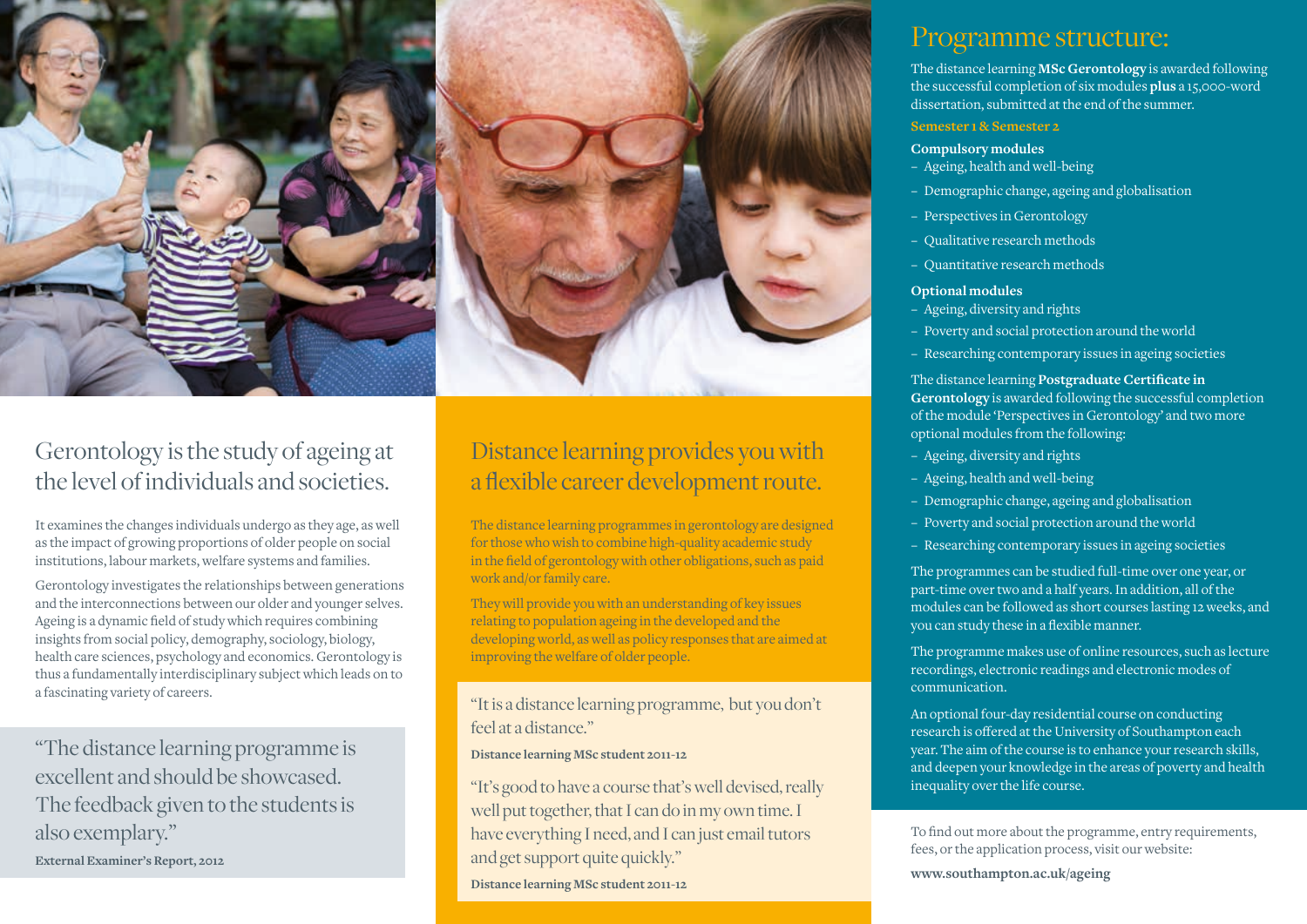## Gerontology is the study of ageing at the level of individuals and societies.

It examines the changes individuals undergo as they age, as well as the impact of growing proportions of older people on social institutions, labour markets, welfare systems and families.

Gerontology investigates the relationships between generations and the interconnections between our older and younger selves. Ageing is a dynamic field of study which requires combining insights from social policy, demography, sociology, biology, health care sciences, psychology and economics. Gerontology is thus a fundamentally interdisciplinary subject which leads on to a fascinating variety of careers.

"The distance learning programme is excellent and should be showcased. The feedback given to the students is also exemplary."

**External Examiner's Report, 2012**

## Distance learning provides you with a flexible career development route.

The distance learning programmes in gerontology are designed for those who wish to combine high-quality academic study in the field of gerontology with other obligations, such as paid work and/or family care.

They will provide you with an understanding of key issues relating to population ageing in the developed and the developing world, as well as policy responses that are aimed at improving the welfare of older people.

"It is a distance learning programme, but you don't feel at a distance."

**Distance learning MSc student 2011-12**

"It's good to have a course that's well devised, really well put together, that I can do in my own time. I have everything I need, and I can just email tutors and get support quite quickly."

**Distance learning MSc student 2011-12**

## Programme structure:

The distance learning **MSc Gerontology** is awarded following the successful completion of six modules **plus** a 15,000-word dissertation, submitted at the end of the summer.

**Semester 1 & Semester 2**

**Compulsory modules**

- Ageing, health and well-being
- Demographic change, ageing and globalisation
- Perspectives in Gerontology
- Qualitative research methods
- Quantitative research methods

**Optional modules**

- Ageing, diversity and rights
- Poverty and social protection around the world
- Researching contemporary issues in ageing societies

The distance learning **Postgraduate Certificate in Gerontology** is awarded following the successful completion of the module 'Perspectives in Gerontology' and two more optional modules from the following:

- Ageing, diversity and rights
- Ageing, health and well-being
- Demographic change, ageing and globalisation
- Poverty and social protection around the world
- Researching contemporary issues in ageing societies

The programmes can be studied full-time over one year, or part-time over two and a half years. In addition, all of the modules can be followed as short courses lasting 12 weeks, and you can study these in a flexible manner.

The programme makes use of online resources, such as lecture recordings, electronic readings and electronic modes of communication.

An optional four-day residential course on conducting research is offered at the University of Southampton each year. The aim of the course is to enhance your research skills, and deepen your knowledge in the areas of poverty and health inequality over the life course.

To find out more about the programme, entry requirements, fees, or the application process, visit our website:

**www.southampton.ac.uk/ageing**